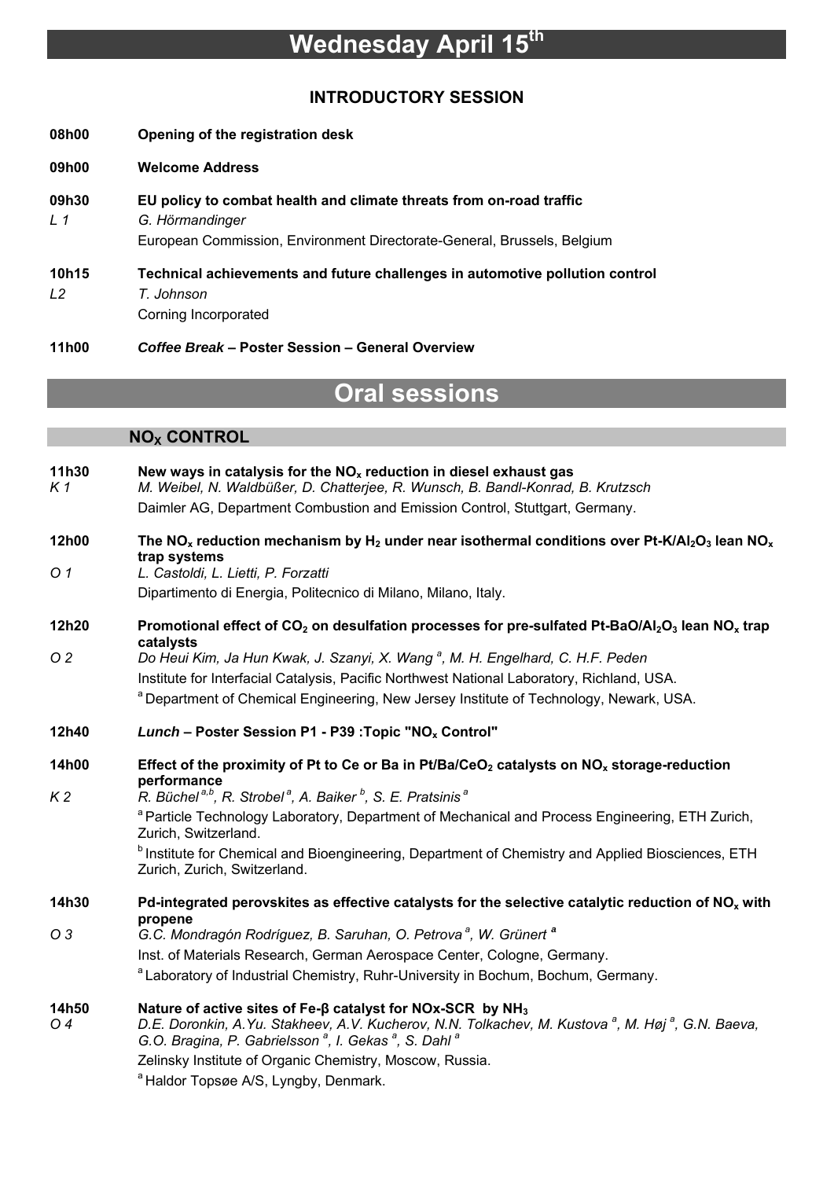# Wednesday April 15th

## INTRODUCTORY SESSION

**08h00** **Opening of the registration desk**

**09h00** **Welcome Address**

**09h30** **EU policy to combat health and climate threats from on-road traffic**
*L 1* *G. Hörmandinger*
European Commission, Environment Directorate-General, Brussels, Belgium

**10h15** **Technical achievements and future challenges in automotive pollution control**
*L2* *T. Johnson*
Corning Incorporated

**11h00** ***Coffee Break* – Poster Session – General Overview**

# Oral sessions

## $NO_X$ CONTROL

**11h30** **New ways in catalysis for the $NO_x$ reduction in diesel exhaust gas**
*K 1* *M. Weibel, N. Waldbüßer, D. Chatterjee, R. Wunsch, B. Bandl-Konrad, B. Krutzsch*
Daimler AG, Department Combustion and Emission Control, Stuttgart, Germany.

**12h00** **The $NO_x$ reduction mechanism by $H_2$ under near isothermal conditions over Pt-K/$Al_2O_3$ lean $NO_x$ trap systems**
*O 1* *L. Castoldi, L. Lietti, P. Forzatti*
Dipartimento di Energia, Politecnico di Milano, Milano, Italy.

**12h20** **Promotional effect of $CO_2$ on desulfation processes for pre-sulfated Pt-BaO/$Al_2O_3$ lean $NO_x$ trap catalysts**
*O 2* *Do Heui Kim, Ja Hun Kwak, J. Szanyi, X. Wang [a], M. H. Engelhard, C. H.F. Peden*
Institute for Interfacial Catalysis, Pacific Northwest National Laboratory, Richland, USA.
[a] Department of Chemical Engineering, New Jersey Institute of Technology, Newark, USA.

**12h40** ***Lunch* – Poster Session P1 - P39 :Topic "$NO_x$ Control"**

**14h00** **Effect of the proximity of Pt to Ce or Ba in Pt/Ba/$CeO_2$ catalysts on $NO_x$ storage-reduction performance**
*K 2* *R. Büchel [a,b], R. Strobel [a], A. Baiker [b], S. E. Pratsinis [a]*
[a] Particle Technology Laboratory, Department of Mechanical and Process Engineering, ETH Zurich, Zurich, Switzerland.
[b] Institute for Chemical and Bioengineering, Department of Chemistry and Applied Biosciences, ETH Zurich, Zurich, Switzerland.

**14h30** **Pd-integrated perovskites as effective catalysts for the selective catalytic reduction of $NO_x$ with propene**
*O 3* *G.C. Mondragón Rodríguez, B. Saruhan, O. Petrova [a], W. Grünert [a]*
Inst. of Materials Research, German Aerospace Center, Cologne, Germany.
[a] Laboratory of Industrial Chemistry, Ruhr-University in Bochum, Bochum, Germany.

**14h50** **Nature of active sites of Fe-β catalyst for NOx-SCR by $NH_3$**
*O 4* *D.E. Doronkin, A.Yu. Stakheev, A.V. Kucherov, N.N. Tolkachev, M. Kustova [a], M. Høj [a], G.N. Baeva, G.O. Bragina, P. Gabrielsson [a], I. Gekas [a], S. Dahl [a]*
Zelinsky Institute of Organic Chemistry, Moscow, Russia.
[a] Haldor Topsøe A/S, Lyngby, Denmark.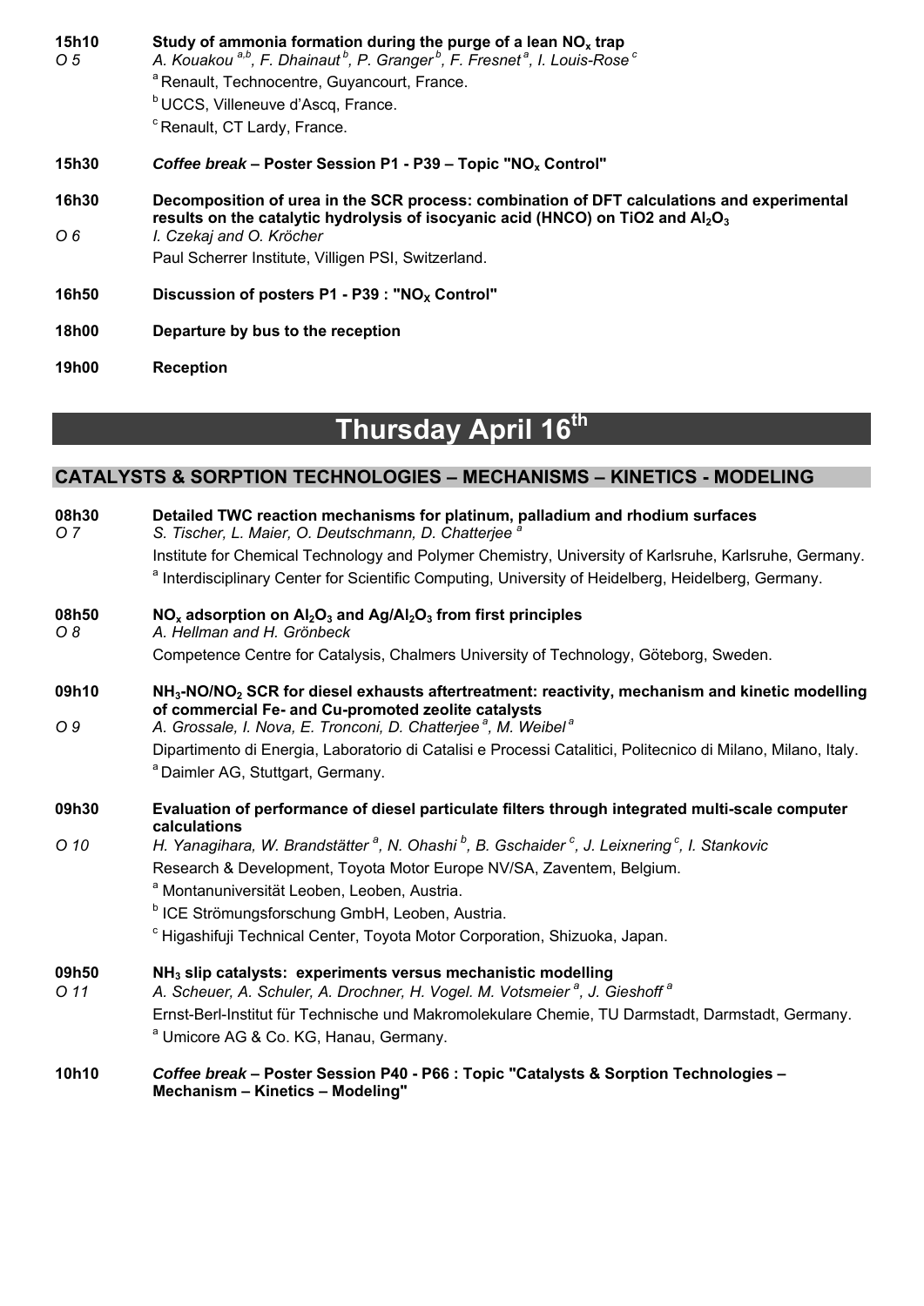**15h10** **Study of ammonia formation during the purge of a lean $NO_x$ trap**
*O 5* *A. Kouakou [a,b], F. Dhainaut [b], P. Granger [b], F. Fresnet [a], I. Louis-Rose [c]*
[a] Renault, Technocentre, Guyancourt, France.
[b] UCCS, Villeneuve d'Ascq, France.
[c] Renault, CT Lardy, France.

**15h30** ***Coffee break*** **– Poster Session P1 - P39 – Topic "$NO_x$ Control"**

**16h30** **Decomposition of urea in the SCR process: combination of DFT calculations and experimental results on the catalytic hydrolysis of isocyanic acid (HNCO) on TiO2 and $Al_2O_3$**
*O 6* *I. Czekaj and O. Kröcher*
Paul Scherrer Institute, Villigen PSI, Switzerland.

**16h50** **Discussion of posters P1 - P39 : "$NO_X$ Control"**

**18h00** **Departure by bus to the reception**

**19h00** **Reception**

# Thursday April 16[th]

## CATALYSTS & SORPTION TECHNOLOGIES – MECHANISMS – KINETICS - MODELING

**08h30** **Detailed TWC reaction mechanisms for platinum, palladium and rhodium surfaces**
*O 7* *S. Tischer, L. Maier, O. Deutschmann, D. Chatterjee [a]*
Institute for Chemical Technology and Polymer Chemistry, University of Karlsruhe, Karlsruhe, Germany.
[a] Interdisciplinary Center for Scientific Computing, University of Heidelberg, Heidelberg, Germany.

**08h50** **$NO_x$ adsorption on $Al_2O_3$ and $Ag/Al_2O_3$ from first principles**
*O 8* *A. Hellman and H. Grönbeck*
Competence Centre for Catalysis, Chalmers University of Technology, Göteborg, Sweden.

**09h10** **$NH_3$-NO/$NO_2$ SCR for diesel exhausts aftertreatment: reactivity, mechanism and kinetic modelling of commercial Fe- and Cu-promoted zeolite catalysts**
*O 9* *A. Grossale, I. Nova, E. Tronconi, D. Chatterjee [a], M. Weibel [a]*
Dipartimento di Energia, Laboratorio di Catalisi e Processi Catalitici, Politecnico di Milano, Milano, Italy.
[a] Daimler AG, Stuttgart, Germany.

**09h30** **Evaluation of performance of diesel particulate filters through integrated multi-scale computer calculations**
*O 10* *H. Yanagihara, W. Brandstätter [a], N. Ohashi [b], B. Gschaider [c], J. Leixnering [c], I. Stankovic*
Research & Development, Toyota Motor Europe NV/SA, Zaventem, Belgium.
[a] Montanuniversität Leoben, Leoben, Austria.
[b] ICE Strömungsforschung GmbH, Leoben, Austria.
[c] Higashifuji Technical Center, Toyota Motor Corporation, Shizuoka, Japan.

**09h50** **$NH_3$ slip catalysts: experiments versus mechanistic modelling**
*O 11* *A. Scheuer, A. Schuler, A. Drochner, H. Vogel. M. Votsmeier [a], J. Gieshoff [a]*
Ernst-Berl-Institut für Technische und Makromolekulare Chemie, TU Darmstadt, Darmstadt, Germany.
[a] Umicore AG & Co. KG, Hanau, Germany.

**10h10** ***Coffee break*** **– Poster Session P40 - P66 : Topic "Catalysts & Sorption Technologies – Mechanism – Kinetics – Modeling"**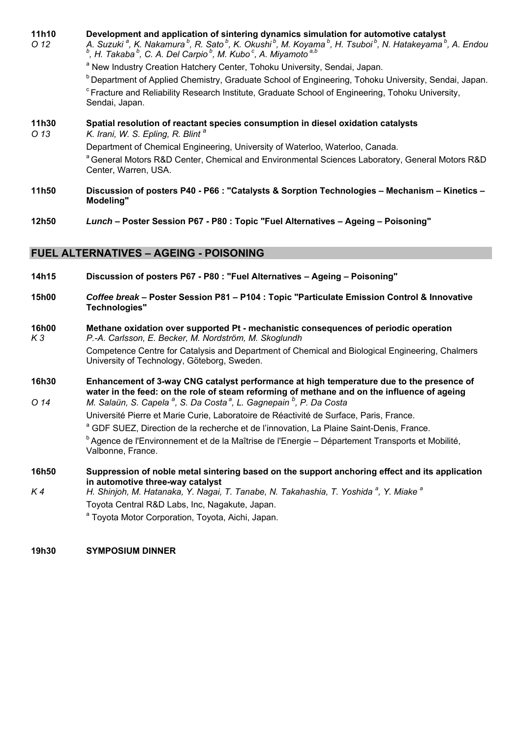**11h10** *O 12*
**Development and application of sintering dynamics simulation for automotive catalyst**
*A. Suzuki [a], K. Nakamura [b], R. Sato [b], K. Okushi [b], M. Koyama [b], H. Tsuboi [b], N. Hatakeyama [b], A. Endou [b], H. Takaba [b], C. A. Del Carpio [b], M. Kubo [c], A. Miyamoto [a,b]*

[a] New Industry Creation Hatchery Center, Tohoku University, Sendai, Japan.
[b] Department of Applied Chemistry, Graduate School of Engineering, Tohoku University, Sendai, Japan.
[c] Fracture and Reliability Research Institute, Graduate School of Engineering, Tohoku University, Sendai, Japan.

**11h30** *O 13*
**Spatial resolution of reactant species consumption in diesel oxidation catalysts**
*K. Irani, W. S. Epling, R. Blint [a]*

Department of Chemical Engineering, University of Waterloo, Waterloo, Canada.
[a] General Motors R&D Center, Chemical and Environmental Sciences Laboratory, General Motors R&D Center, Warren, USA.

**11h50** **Discussion of posters P40 - P66 : "Catalysts & Sorption Technologies – Mechanism – Kinetics – Modeling"**

**12h50** ***Lunch* – Poster Session P67 - P80 : Topic "Fuel Alternatives – Ageing – Poisoning"**

## FUEL ALTERNATIVES – AGEING - POISONING

**14h15** **Discussion of posters P67 - P80 : "Fuel Alternatives – Ageing – Poisoning"**

**15h00** ***Coffee break* – Poster Session P81 – P104 : Topic "Particulate Emission Control & Innovative Technologies"**

**16h00** *K 3*
**Methane oxidation over supported Pt - mechanistic consequences of periodic operation**
*P.-A. Carlsson, E. Becker, M. Nordström, M. Skoglundh*

Competence Centre for Catalysis and Department of Chemical and Biological Engineering, Chalmers University of Technology, Göteborg, Sweden.

**16h30** *O 14*
**Enhancement of 3-way CNG catalyst performance at high temperature due to the presence of water in the feed: on the role of steam reforming of methane and on the influence of ageing**
*M. Salaün, S. Capela [a], S. Da Costa [a], L. Gagnepain [b], P. Da Costa*

Université Pierre et Marie Curie, Laboratoire de Réactivité de Surface, Paris, France.
[a] GDF SUEZ, Direction de la recherche et de l'innovation, La Plaine Saint-Denis, France.
[b] Agence de l'Environnement et de la Maîtrise de l'Energie – Département Transports et Mobilité, Valbonne, France.

**16h50** *K 4*
**Suppression of noble metal sintering based on the support anchoring effect and its application in automotive three-way catalyst**
*H. Shinjoh, M. Hatanaka, Y. Nagai, T. Tanabe, N. Takahashia, T. Yoshida [a], Y. Miake [a]*

Toyota Central R&D Labs, Inc, Nagakute, Japan.
[a] Toyota Motor Corporation, Toyota, Aichi, Japan.

**19h30** **SYMPOSIUM DINNER**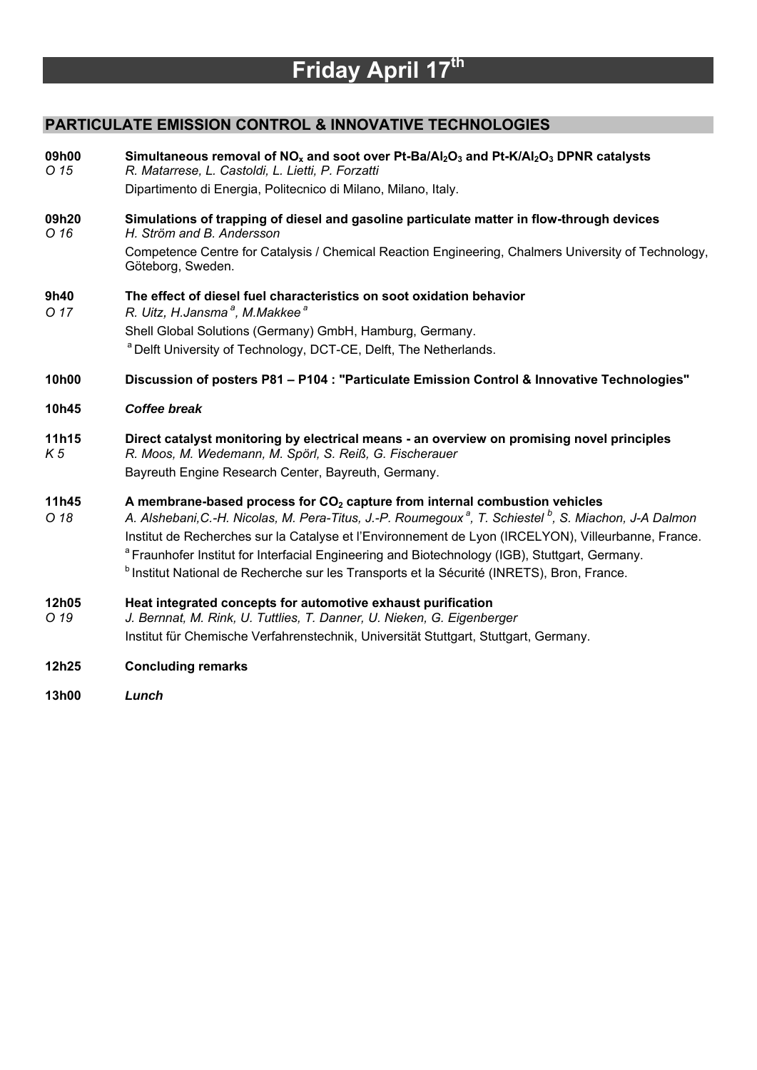# Friday April 17th

## PARTICULATE EMISSION CONTROL & INNOVATIVE TECHNOLOGIES

**09h00** *O 15*
**Simultaneous removal of $NO_x$ and soot over Pt-Ba/$Al_2O_3$ and Pt-K/$Al_2O_3$ DPNR catalysts**
*R. Matarrese, L. Castoldi, L. Lietti, P. Forzatti*
Dipartimento di Energia, Politecnico di Milano, Milano, Italy.

**09h20** *O 16*
**Simulations of trapping of diesel and gasoline particulate matter in flow-through devices**
*H. Ström and B. Andersson*
Competence Centre for Catalysis / Chemical Reaction Engineering, Chalmers University of Technology, Göteborg, Sweden.

**9h40** *O 17*
**The effect of diesel fuel characteristics on soot oxidation behavior**
*R. Uitz, H.Jansma[a], M.Makkee[a]*
Shell Global Solutions (Germany) GmbH, Hamburg, Germany.
[a] Delft University of Technology, DCT-CE, Delft, The Netherlands.

**10h00** **Discussion of posters P81 – P104 : "Particulate Emission Control & Innovative Technologies"**

**10h45** ***Coffee break***

**11h15** *K 5*
**Direct catalyst monitoring by electrical means - an overview on promising novel principles**
*R. Moos, M. Wedemann, M. Spörl, S. Reiß, G. Fischerauer*
Bayreuth Engine Research Center, Bayreuth, Germany.

**11h45** *O 18*
**A membrane-based process for $CO_2$ capture from internal combustion vehicles**
*A. Alshebani,C.-H. Nicolas, M. Pera-Titus, J.-P. Roumegoux[a], T. Schiestel[b], S. Miachon, J-A Dalmon*
Institut de Recherches sur la Catalyse et l'Environnement de Lyon (IRCELYON), Villeurbanne, France.
[a] Fraunhofer Institut for Interfacial Engineering and Biotechnology (IGB), Stuttgart, Germany.
[b] Institut National de Recherche sur les Transports et la Sécurité (INRETS), Bron, France.

**12h05** *O 19*
**Heat integrated concepts for automotive exhaust purification**
*J. Bernnat, M. Rink, U. Tuttlies, T. Danner, U. Nieken, G. Eigenberger*
Institut für Chemische Verfahrenstechnik, Universität Stuttgart, Stuttgart, Germany.

**12h25** **Concluding remarks**

**13h00** ***Lunch***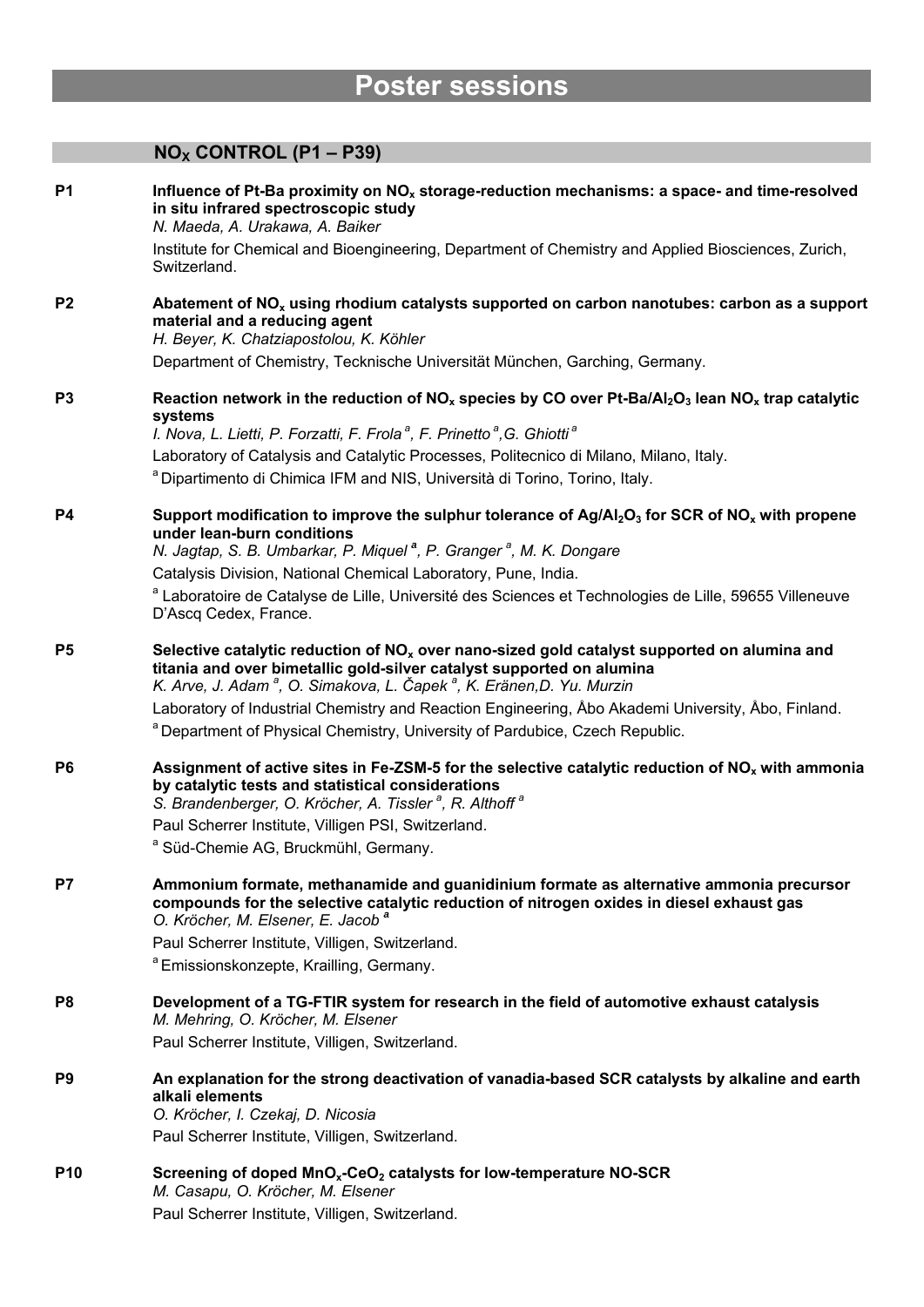# Poster sessions

## $NO_X$ CONTROL (P1 – P39)

**P1** **Influence of Pt-Ba proximity on $NO_x$ storage-reduction mechanisms: a space- and time-resolved in situ infrared spectroscopic study**
*N. Maeda, A. Urakawa, A. Baiker*
Institute for Chemical and Bioengineering, Department of Chemistry and Applied Biosciences, Zurich, Switzerland.

**P2** **Abatement of $NO_x$ using rhodium catalysts supported on carbon nanotubes: carbon as a support material and a reducing agent**
*H. Beyer, K. Chatziapostolou, K. Köhler*
Department of Chemistry, Tecknische Universität München, Garching, Germany.

**P3** **Reaction network in the reduction of $NO_x$ species by CO over Pt-Ba/$Al_2O_3$ lean $NO_x$ trap catalytic systems**
*I. Nova, L. Lietti, P. Forzatti, F. Frola[a], F. Prinetto[a], G. Ghiotti[a]*
Laboratory of Catalysis and Catalytic Processes, Politecnico di Milano, Milano, Italy.
[a] Dipartimento di Chimica IFM and NIS, Università di Torino, Torino, Italy.

**P4** **Support modification to improve the sulphur tolerance of $Ag/Al_2O_3$ for SCR of $NO_x$ with propene under lean-burn conditions**
*N. Jagtap, S. B. Umbarkar, P. Miquel[a], P. Granger[a], M. K. Dongare*
Catalysis Division, National Chemical Laboratory, Pune, India.
[a] Laboratoire de Catalyse de Lille, Université des Sciences et Technologies de Lille, 59655 Villeneuve D'Ascq Cedex, France.

**P5** **Selective catalytic reduction of $NO_x$ over nano-sized gold catalyst supported on alumina and titania and over bimetallic gold-silver catalyst supported on alumina**
*K. Arve, J. Adam[a], O. Simakova, L. Čapek[a], K. Eränen, D. Yu. Murzin*
Laboratory of Industrial Chemistry and Reaction Engineering, Åbo Akademi University, Åbo, Finland.
[a] Department of Physical Chemistry, University of Pardubice, Czech Republic.

**P6** **Assignment of active sites in Fe-ZSM-5 for the selective catalytic reduction of $NO_x$ with ammonia by catalytic tests and statistical considerations**
*S. Brandenberger, O. Kröcher, A. Tissler[a], R. Althoff[a]*
Paul Scherrer Institute, Villigen PSI, Switzerland.
[a] Süd-Chemie AG, Bruckmühl, Germany.

**P7** **Ammonium formate, methanamide and guanidinium formate as alternative ammonia precursor compounds for the selective catalytic reduction of nitrogen oxides in diesel exhaust gas**
*O. Kröcher, M. Elsener, E. Jacob[a]*
Paul Scherrer Institute, Villigen, Switzerland.
[a] Emissionskonzepte, Krailling, Germany.

**P8** **Development of a TG-FTIR system for research in the field of automotive exhaust catalysis**
*M. Mehring, O. Kröcher, M. Elsener*
Paul Scherrer Institute, Villigen, Switzerland.

**P9** **An explanation for the strong deactivation of vanadia-based SCR catalysts by alkaline and earth alkali elements**
*O. Kröcher, I. Czekaj, D. Nicosia*
Paul Scherrer Institute, Villigen, Switzerland.

**P10** **Screening of doped $MnO_x$-$CeO_2$ catalysts for low-temperature NO-SCR**
*M. Casapu, O. Kröcher, M. Elsener*
Paul Scherrer Institute, Villigen, Switzerland.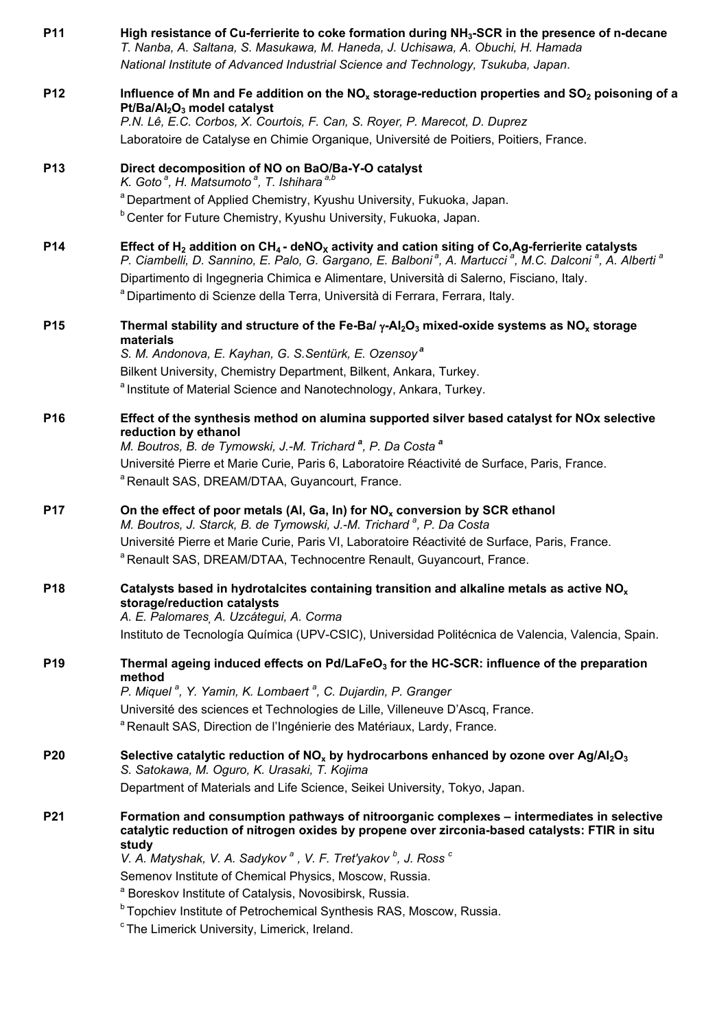**P11** **High resistance of Cu-ferrierite to coke formation during $NH_3$-SCR in the presence of n-decane**
*T. Nanba, A. Saltana, S. Masukawa, M. Haneda, J. Uchisawa, A. Obuchi, H. Hamada*
*National Institute of Advanced Industrial Science and Technology, Tsukuba, Japan*.

**P12** **Influence of Mn and Fe addition on the $NO_x$ storage-reduction properties and $SO_2$ poisoning of a $Pt/Ba/Al_2O_3$ model catalyst**
*P.N. Lê, E.C. Corbos, X. Courtois, F. Can, S. Royer, P. Marecot, D. Duprez*
Laboratoire de Catalyse en Chimie Organique, Université de Poitiers, Poitiers, France.

**P13** **Direct decomposition of NO on BaO/Ba-Y-O catalyst**
*K. Goto [a], H. Matsumoto [a], T. Ishihara [a,b]*
[a] Department of Applied Chemistry, Kyushu University, Fukuoka, Japan.
[b] Center for Future Chemistry, Kyushu University, Fukuoka, Japan.

**P14** **Effect of $H_2$ addition on $CH_4$ - $deNO_X$ activity and cation siting of Co,Ag-ferrierite catalysts**
*P. Ciambelli, D. Sannino, E. Palo, G. Gargano, E. Balboni [a], A. Martucci [a], M.C. Dalconi [a], A. Alberti [a]*
Dipartimento di Ingegneria Chimica e Alimentare, Università di Salerno, Fisciano, Italy.
[a] Dipartimento di Scienze della Terra, Università di Ferrara, Ferrara, Italy.

**P15** **Thermal stability and structure of the Fe-Ba/ $\gamma$-$Al_2O_3$ mixed-oxide systems as $NO_x$ storage materials**
*S. M. Andonova, E. Kayhan, G. S.Sentürk, E. Ozensoy [a]*
Bilkent University, Chemistry Department, Bilkent, Ankara, Turkey.
[a] Institute of Material Science and Nanotechnology, Ankara, Turkey.

**P16** **Effect of the synthesis method on alumina supported silver based catalyst for NOx selective reduction by ethanol**
*M. Boutros, B. de Tymowski, J.-M. Trichard [a], P. Da Costa [a]*
Université Pierre et Marie Curie, Paris 6, Laboratoire Réactivité de Surface, Paris, France.
[a] Renault SAS, DREAM/DTAA, Guyancourt, France.

**P17** **On the effect of poor metals (Al, Ga, In) for $NO_x$ conversion by SCR ethanol**
*M. Boutros, J. Starck, B. de Tymowski, J.-M. Trichard [a], P. Da Costa*
Université Pierre et Marie Curie, Paris VI, Laboratoire Réactivité de Surface, Paris, France.
[a] Renault SAS, DREAM/DTAA, Technocentre Renault, Guyancourt, France.

**P18** **Catalysts based in hydrotalcites containing transition and alkaline metals as active $NO_x$ storage/reduction catalysts**
*A. E. Palomares, A. Uzcátegui, A. Corma*
Instituto de Tecnología Química (UPV-CSIC), Universidad Politécnica de Valencia, Valencia, Spain.

**P19** **Thermal ageing induced effects on $Pd/LaFeO_3$ for the HC-SCR: influence of the preparation method**
*P. Miquel [a], Y. Yamin, K. Lombaert [a], C. Dujardin, P. Granger*
Université des sciences et Technologies de Lille, Villeneuve D'Ascq, France.
[a] Renault SAS, Direction de l'Ingénierie des Matériaux, Lardy, France.

**P20** **Selective catalytic reduction of $NO_x$ by hydrocarbons enhanced by ozone over $Ag/Al_2O_3$**
*S. Satokawa, M. Oguro, K. Urasaki, T. Kojima*
Department of Materials and Life Science, Seikei University, Tokyo, Japan.

**P21** **Formation and consumption pathways of nitroorganic complexes – intermediates in selective catalytic reduction of nitrogen oxides by propene over zirconia-based catalysts: FTIR in situ study**
*V. A. Matyshak, V. A. Sadykov [a], V. F. Tret'yakov [b], J. Ross [c]*
Semenov Institute of Chemical Physics, Moscow, Russia.
[a] Boreskov Institute of Catalysis, Novosibirsk, Russia.
[b] Topchiev Institute of Petrochemical Synthesis RAS, Moscow, Russia.
[c] The Limerick University, Limerick, Ireland.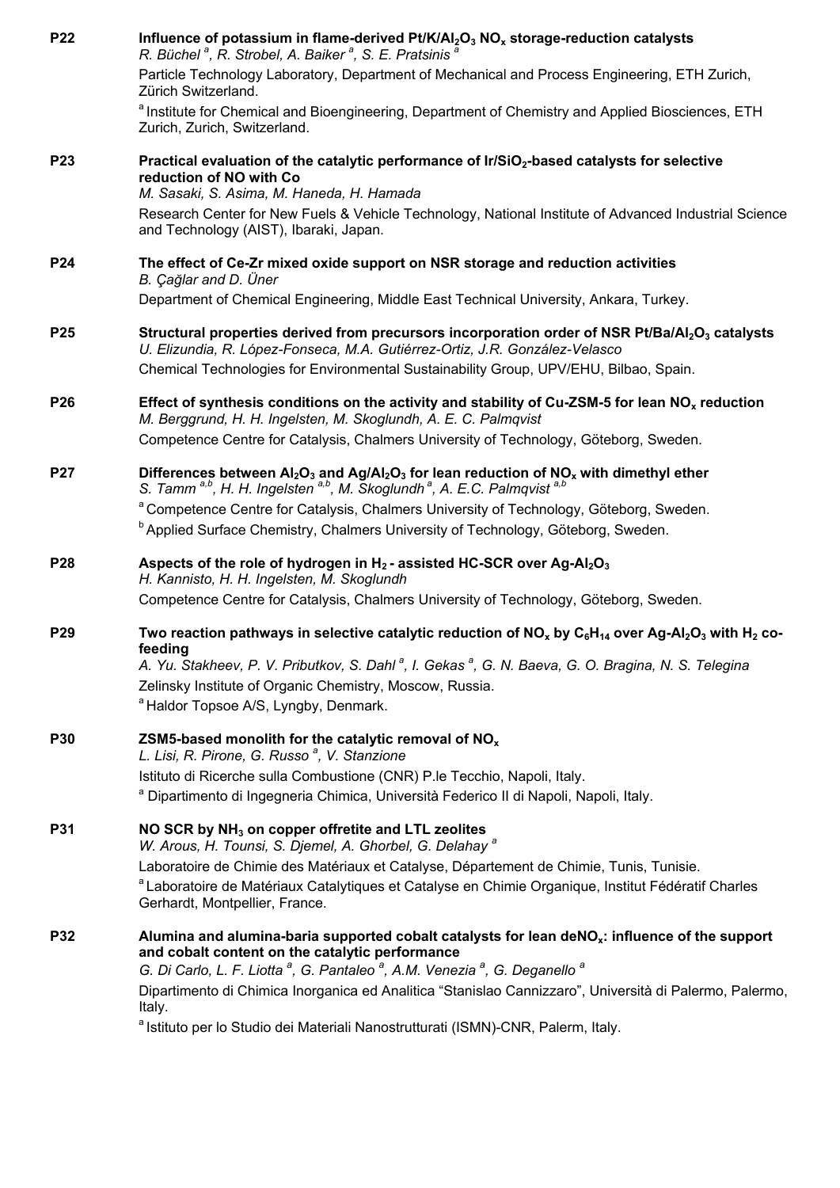**P22** **Influence of potassium in flame-derived Pt/K/$Al_2O_3$ $NO_x$ storage-reduction catalysts**
*R. Büchel [a], R. Strobel, A. Baiker [a], S. E. Pratsinis [a]*
Particle Technology Laboratory, Department of Mechanical and Process Engineering, ETH Zurich, Zürich Switzerland.
[a] Institute for Chemical and Bioengineering, Department of Chemistry and Applied Biosciences, ETH Zurich, Zurich, Switzerland.

**P23** **Practical evaluation of the catalytic performance of Ir/$SiO_2$-based catalysts for selective reduction of NO with Co**
*M. Sasaki, S. Asima, M. Haneda, H. Hamada*
Research Center for New Fuels & Vehicle Technology, National Institute of Advanced Industrial Science and Technology (AIST), Ibaraki, Japan.

**P24** **The effect of Ce-Zr mixed oxide support on NSR storage and reduction activities**
*B. Çağlar and D. Üner*
Department of Chemical Engineering, Middle East Technical University, Ankara, Turkey.

**P25** **Structural properties derived from precursors incorporation order of NSR Pt/Ba/$Al_2O_3$ catalysts**
*U. Elizundia, R. López-Fonseca, M.A. Gutiérrez-Ortiz, J.R. González-Velasco*
Chemical Technologies for Environmental Sustainability Group, UPV/EHU, Bilbao, Spain.

**P26** **Effect of synthesis conditions on the activity and stability of Cu-ZSM-5 for lean $NO_x$ reduction**
*M. Berggrund, H. H. Ingelsten, M. Skoglundh, A. E. C. Palmqvist*
Competence Centre for Catalysis, Chalmers University of Technology, Göteborg, Sweden.

**P27** **Differences between $Al_2O_3$ and Ag/$Al_2O_3$ for lean reduction of $NO_x$ with dimethyl ether**
*S. Tamm [a,b], H. H. Ingelsten [a,b], M. Skoglundh [a], A. E.C. Palmqvist [a,b]*
[a] Competence Centre for Catalysis, Chalmers University of Technology, Göteborg, Sweden.
[b] Applied Surface Chemistry, Chalmers University of Technology, Göteborg, Sweden.

**P28** **Aspects of the role of hydrogen in $H_2$ - assisted HC-SCR over Ag-$Al_2O_3$**
*H. Kannisto, H. H. Ingelsten, M. Skoglundh*
Competence Centre for Catalysis, Chalmers University of Technology, Göteborg, Sweden.

**P29** **Two reaction pathways in selective catalytic reduction of $NO_x$ by $C_6H_{14}$ over Ag-$Al_2O_3$ with $H_2$ co-feeding**
*A. Yu. Stakheev, P. V. Pributkov, S. Dahl [a], I. Gekas [a], G. N. Baeva, G. O. Bragina, N. S. Telegina*
Zelinsky Institute of Organic Chemistry, Moscow, Russia.
[a] Haldor Topsoe A/S, Lyngby, Denmark.

**P30** **ZSM5-based monolith for the catalytic removal of $NO_x$**
*L. Lisi, R. Pirone, G. Russo [a], V. Stanzione*
Istituto di Ricerche sulla Combustione (CNR) P.le Tecchio, Napoli, Italy.
[a] Dipartimento di Ingegneria Chimica, Università Federico II di Napoli, Napoli, Italy.

**P31** **NO SCR by $NH_3$ on copper offretite and LTL zeolites**
*W. Arous, H. Tounsi, S. Djemel, A. Ghorbel, G. Delahay [a]*
Laboratoire de Chimie des Matériaux et Catalyse, Département de Chimie, Tunis, Tunisie.
[a] Laboratoire de Matériaux Catalytiques et Catalyse en Chimie Organique, Institut Fédératif Charles Gerhardt, Montpellier, France.

**P32** **Alumina and alumina-baria supported cobalt catalysts for lean de$NO_x$: influence of the support and cobalt content on the catalytic performance**
*G. Di Carlo, L. F. Liotta [a], G. Pantaleo [a], A.M. Venezia [a], G. Deganello [a]*
Dipartimento di Chimica Inorganica ed Analitica "Stanislao Cannizzaro", Università di Palermo, Palermo, Italy.
[a] Istituto per lo Studio dei Materiali Nanostrutturati (ISMN)-CNR, Palerm, Italy.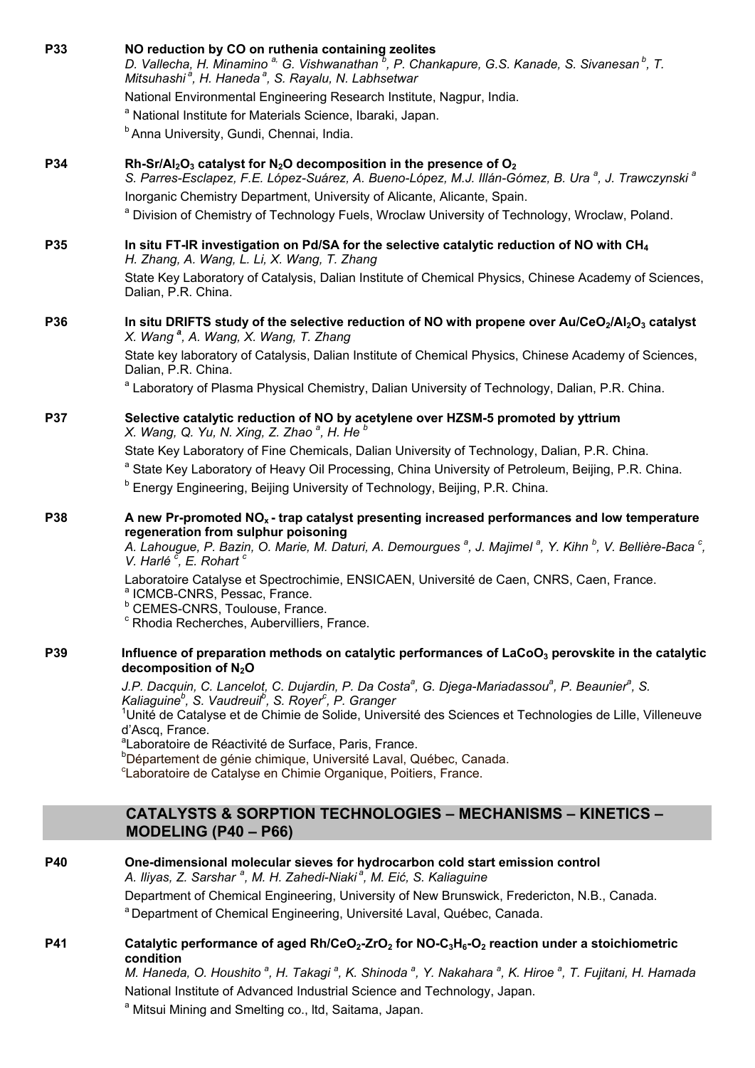**P33** **NO reduction by CO on ruthenia containing zeolites**
*D. Vallecha, H. Minamino [a], G. Vishwanathan [b], P. Chankapure, G.S. Kanade, S. Sivanesan [b], T. Mitsuhashi [a], H. Haneda [a], S. Rayalu, N. Labhsetwar*
National Environmental Engineering Research Institute, Nagpur, India.
[a] National Institute for Materials Science, Ibaraki, Japan.
[b] Anna University, Gundi, Chennai, India.

**P34** **Rh-Sr/$Al_2O_3$ catalyst for $N_2O$ decomposition in the presence of $O_2$**
*S. Parres-Esclapez, F.E. López-Suárez, A. Bueno-López, M.J. Illán-Gómez, B. Ura [a], J. Trawczynski [a]*
Inorganic Chemistry Department, University of Alicante, Alicante, Spain.
[a] Division of Chemistry of Technology Fuels, Wroclaw University of Technology, Wroclaw, Poland.

**P35** **In situ FT-IR investigation on Pd/SA for the selective catalytic reduction of NO with $CH_4$**
*H. Zhang, A. Wang, L. Li, X. Wang, T. Zhang*
State Key Laboratory of Catalysis, Dalian Institute of Chemical Physics, Chinese Academy of Sciences, Dalian, P.R. China.

**P36** **In situ DRIFTS study of the selective reduction of NO with propene over Au/$CeO_2$/$Al_2O_3$ catalyst**
*X. Wang [a], A. Wang, X. Wang, T. Zhang*
State key laboratory of Catalysis, Dalian Institute of Chemical Physics, Chinese Academy of Sciences, Dalian, P.R. China.
[a] Laboratory of Plasma Physical Chemistry, Dalian University of Technology, Dalian, P.R. China.

**P37** **Selective catalytic reduction of NO by acetylene over HZSM-5 promoted by yttrium**
*X. Wang, Q. Yu, N. Xing, Z. Zhao [a], H. He [b]*
State Key Laboratory of Fine Chemicals, Dalian University of Technology, Dalian, P.R. China.
[a] State Key Laboratory of Heavy Oil Processing, China University of Petroleum, Beijing, P.R. China.
[b] Energy Engineering, Beijing University of Technology, Beijing, P.R. China.

**P38** **A new Pr-promoted $NO_x$ - trap catalyst presenting increased performances and low temperature regeneration from sulphur poisoning**
*A. Lahougue, P. Bazin, O. Marie, M. Daturi, A. Demourgues [a], J. Majimel [a], Y. Kihn [b], V. Bellière-Baca [c], V. Harlé [c], E. Rohart [c]*
Laboratoire Catalyse et Spectrochimie, ENSICAEN, Université de Caen, CNRS, Caen, France.
[a] ICMCB-CNRS, Pessac, France.
[b] CEMES-CNRS, Toulouse, France.
[c] Rhodia Recherches, Aubervilliers, France.

**P39** **Influence of preparation methods on catalytic performances of $LaCoO_3$ perovskite in the catalytic decomposition of $N_2O$**
*J.P. Dacquin, C. Lancelot, C. Dujardin, P. Da Costa[a], G. Djega-Mariadassou[a], P. Beaunier[a], S. Kaliaguine[b], S. Vaudreuil[b], S. Royer[c], P. Granger*
[1]Unité de Catalyse et de Chimie de Solide, Université des Sciences et Technologies de Lille, Villeneuve d'Ascq, France.
[a]Laboratoire de Réactivité de Surface, Paris, France.
[b]Département de génie chimique, Université Laval, Québec, Canada.
[c]Laboratoire de Catalyse en Chimie Organique, Poitiers, France.

## CATALYSTS & SORPTION TECHNOLOGIES – MECHANISMS – KINETICS – MODELING (P40 – P66)

**P40** **One-dimensional molecular sieves for hydrocarbon cold start emission control**
*A. Iliyas, Z. Sarshar [a], M. H. Zahedi-Niaki [a], M. Eić, S. Kaliaguine*
Department of Chemical Engineering, University of New Brunswick, Fredericton, N.B., Canada.
[a] Department of Chemical Engineering, Université Laval, Québec, Canada.

**P41** **Catalytic performance of aged Rh/$CeO_2$-$ZrO_2$ for NO-$C_3H_6$-$O_2$ reaction under a stoichiometric condition**
*M. Haneda, O. Houshito [a], H. Takagi [a], K. Shinoda [a], Y. Nakahara [a], K. Hiroe [a], T. Fujitani, H. Hamada*
National Institute of Advanced Industrial Science and Technology, Japan.
[a] Mitsui Mining and Smelting co., ltd, Saitama, Japan.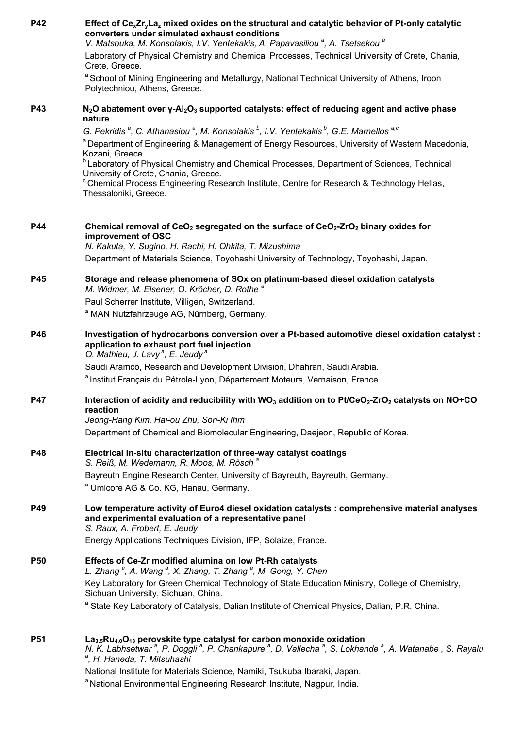**P42** **Effect of $Ce_xZr_yLa_z$ mixed oxides on the structural and catalytic behavior of Pt-only catalytic converters under simulated exhaust conditions**
*V. Matsouka, M. Konsolakis, I.V. Yentekakis, A. Papavasiliou [a], A. Tsetsekou [a]*
Laboratory of Physical Chemistry and Chemical Processes, Technical University of Crete, Chania, Crete, Greece.
[a] School of Mining Engineering and Metallurgy, National Technical University of Athens, Iroon Polytechniou, Athens, Greece.

**P43** **$N_2O$ abatement over $\gamma$-$Al_2O_3$ supported catalysts: effect of reducing agent and active phase nature**
*G. Pekridis [a], C. Athanasiou [a], M. Konsolakis [b], I.V. Yentekakis [b], G.E. Marnellos [a,c]*
[a] Department of Engineering & Management of Energy Resources, University of Western Macedonia, Kozani, Greece.
[b] Laboratory of Physical Chemistry and Chemical Processes, Department of Sciences, Technical University of Crete, Chania, Greece.
[c] Chemical Process Engineering Research Institute, Centre for Research & Technology Hellas, Thessaloniki, Greece.

**P44** **Chemical removal of $CeO_2$ segregated on the surface of $CeO_2$-$ZrO_2$ binary oxides for improvement of OSC**
*N. Kakuta, Y. Sugino, H. Rachi, H. Ohkita, T. Mizushima*
Department of Materials Science, Toyohashi University of Technology, Toyohashi, Japan.

**P45** **Storage and release phenomena of SOx on platinum-based diesel oxidation catalysts**
*M. Widmer, M. Elsener, O. Kröcher, D. Rothe [a]*
Paul Scherrer Institute, Villigen, Switzerland.
[a] MAN Nutzfahrzeuge AG, Nürnberg, Germany.

**P46** **Investigation of hydrocarbons conversion over a Pt-based automotive diesel oxidation catalyst : application to exhaust port fuel injection**
*O. Mathieu, J. Lavy [a], E. Jeudy [a]*
Saudi Aramco, Research and Development Division, Dhahran, Saudi Arabia.
[a] Institut Français du Pétrole-Lyon, Département Moteurs, Vernaison, France.

**P47** **Interaction of acidity and reducibility with $WO_3$ addition on to Pt/$CeO_2$-$ZrO_2$ catalysts on NO+CO reaction**
*Jeong-Rang Kim, Hai-ou Zhu, Son-Ki Ihm*
Department of Chemical and Biomolecular Engineering, Daejeon, Republic of Korea.

**P48** **Electrical in-situ characterization of three-way catalyst coatings**
*S. Reiß, M. Wedemann, R. Moos, M. Rösch [a]*
Bayreuth Engine Research Center, University of Bayreuth, Bayreuth, Germany.
[a] Umicore AG & Co. KG, Hanau, Germany.

**P49** **Low temperature activity of Euro4 diesel oxidation catalysts : comprehensive material analyses and experimental evaluation of a representative panel**
*S. Raux, A. Frobert, E. Jeudy*
Energy Applications Techniques Division, IFP, Solaize, France.

**P50** **Effects of Ce-Zr modified alumina on low Pt-Rh catalysts**
*L. Zhang [a], A. Wang [a], X. Zhang, T. Zhang [a], M. Gong, Y. Chen*
Key Laboratory for Green Chemical Technology of State Education Ministry, College of Chemistry, Sichuan University, Sichuan, China.
[a] State Key Laboratory of Catalysis, Dalian Institute of Chemical Physics, Dalian, P.R. China.

**P51** **$La_{3.5}Ru_{4.0}O_{13}$ perovskite type catalyst for carbon monoxide oxidation**
*N. K. Labhsetwar [a], P. Doggli [a], P. Chankapure [a], D. Vallecha [a], S. Lokhande [a], A. Watanabe , S. Rayalu [a], H. Haneda, T. Mitsuhashi*
National Institute for Materials Science, Namiki, Tsukuba Ibaraki, Japan.
[a] National Environmental Engineering Research Institute, Nagpur, India.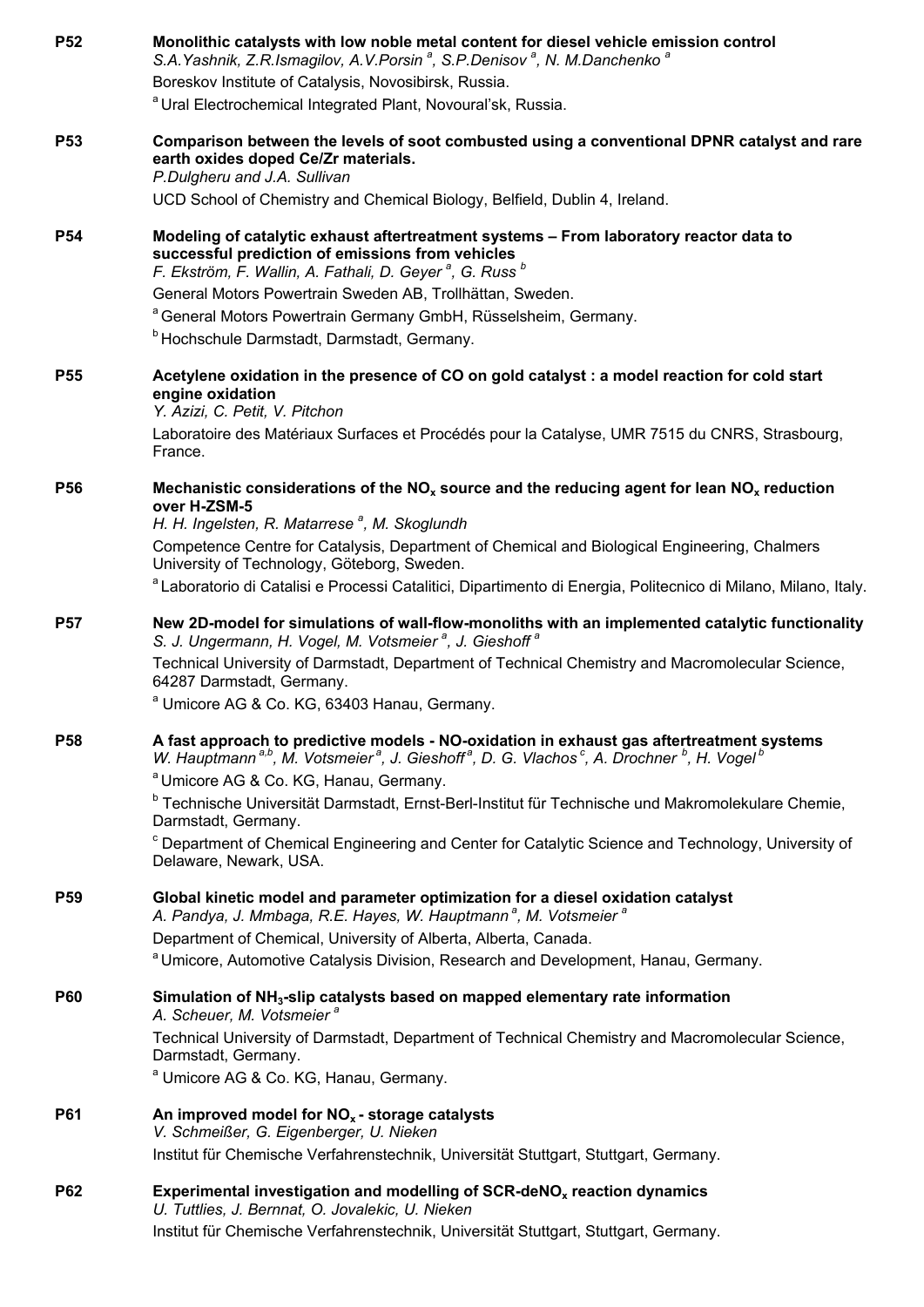**P52** **Monolithic catalysts with low noble metal content for diesel vehicle emission control**
*S.A.Yashnik, Z.R.Ismagilov, A.V.Porsin [a], S.P.Denisov [a], N. M.Danchenko [a]*
Boreskov Institute of Catalysis, Novosibirsk, Russia.
[a] Ural Electrochemical Integrated Plant, Novoural'sk, Russia.

**P53** **Comparison between the levels of soot combusted using a conventional DPNR catalyst and rare earth oxides doped Ce/Zr materials.**
*P.Dulgheru and J.A. Sullivan*
UCD School of Chemistry and Chemical Biology, Belfield, Dublin 4, Ireland.

**P54** **Modeling of catalytic exhaust aftertreatment systems – From laboratory reactor data to successful prediction of emissions from vehicles**
*F. Ekström, F. Wallin, A. Fathali, D. Geyer [a], G. Russ [b]*
General Motors Powertrain Sweden AB, Trollhättan, Sweden.
[a] General Motors Powertrain Germany GmbH, Rüsselsheim, Germany.
[b] Hochschule Darmstadt, Darmstadt, Germany.

**P55** **Acetylene oxidation in the presence of CO on gold catalyst : a model reaction for cold start engine oxidation**
*Y. Azizi, C. Petit, V. Pitchon*
Laboratoire des Matériaux Surfaces et Procédés pour la Catalyse, UMR 7515 du CNRS, Strasbourg, France.

**P56** **Mechanistic considerations of the $NO_x$ source and the reducing agent for lean $NO_x$ reduction over H-ZSM-5**
*H. H. Ingelsten, R. Matarrese [a], M. Skoglundh*
Competence Centre for Catalysis, Department of Chemical and Biological Engineering, Chalmers University of Technology, Göteborg, Sweden.
[a] Laboratorio di Catalisi e Processi Catalitici, Dipartimento di Energia, Politecnico di Milano, Milano, Italy.

**P57** **New 2D-model for simulations of wall-flow-monoliths with an implemented catalytic functionality**
*S. J. Ungermann, H. Vogel, M. Votsmeier [a], J. Gieshoff [a]*
Technical University of Darmstadt, Department of Technical Chemistry and Macromolecular Science, 64287 Darmstadt, Germany.
[a] Umicore AG & Co. KG, 63403 Hanau, Germany.

**P58** **A fast approach to predictive models - NO-oxidation in exhaust gas aftertreatment systems**
*W. Hauptmann [a,b], M. Votsmeier [a], J. Gieshoff [a], D. G. Vlachos [c], A. Drochner [b], H. Vogel [b]*
[a] Umicore AG & Co. KG, Hanau, Germany.
[b] Technische Universität Darmstadt, Ernst-Berl-Institut für Technische und Makromolekulare Chemie, Darmstadt, Germany.
[c] Department of Chemical Engineering and Center for Catalytic Science and Technology, University of Delaware, Newark, USA.

**P59** **Global kinetic model and parameter optimization for a diesel oxidation catalyst**
*A. Pandya, J. Mmbaga, R.E. Hayes, W. Hauptmann [a], M. Votsmeier [a]*
Department of Chemical, University of Alberta, Alberta, Canada.
[a] Umicore, Automotive Catalysis Division, Research and Development, Hanau, Germany.

**P60** **Simulation of $NH_3$-slip catalysts based on mapped elementary rate information**
*A. Scheuer, M. Votsmeier [a]*
Technical University of Darmstadt, Department of Technical Chemistry and Macromolecular Science, Darmstadt, Germany.
[a] Umicore AG & Co. KG, Hanau, Germany.

**P61** **An improved model for $NO_x$ - storage catalysts**
*V. Schmeißer, G. Eigenberger, U. Nieken*
Institut für Chemische Verfahrenstechnik, Universität Stuttgart, Stuttgart, Germany.

**P62** **Experimental investigation and modelling of SCR-de$NO_x$ reaction dynamics**
*U. Tuttlies, J. Bernnat, O. Jovalekic, U. Nieken*
Institut für Chemische Verfahrenstechnik, Universität Stuttgart, Stuttgart, Germany.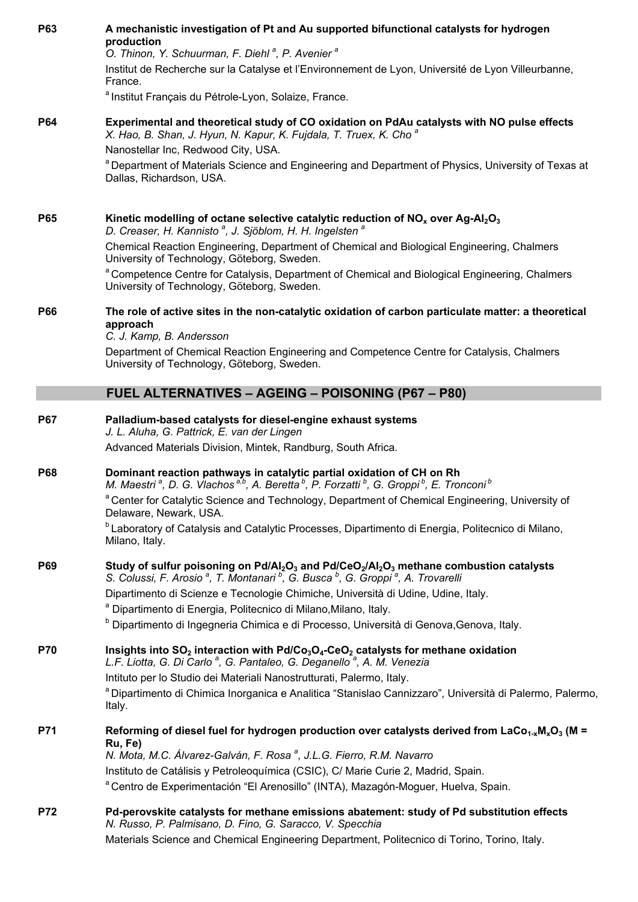**P63** **A mechanistic investigation of Pt and Au supported bifunctional catalysts for hydrogen production**

*O. Thinon, Y. Schuurman, F. Diehl [a], P. Avenier [a]*

Institut de Recherche sur la Catalyse et l'Environnement de Lyon, Université de Lyon Villeurbanne, France.

[a] Institut Français du Pétrole-Lyon, Solaize, France.

**P64** **Experimental and theoretical study of CO oxidation on PdAu catalysts with NO pulse effects**

*X. Hao, B. Shan, J. Hyun, N. Kapur, K. Fujdala, T. Truex, K. Cho [a]*

Nanostellar Inc, Redwood City, USA.

[a] Department of Materials Science and Engineering and Department of Physics, University of Texas at Dallas, Richardson, USA.

**P65** **Kinetic modelling of octane selective catalytic reduction of $NO_x$ over Ag-$Al_2O_3$**

*D. Creaser, H. Kannisto [a], J. Sjöblom, H. H. Ingelsten [a]*

Chemical Reaction Engineering, Department of Chemical and Biological Engineering, Chalmers University of Technology, Göteborg, Sweden.

[a] Competence Centre for Catalysis, Department of Chemical and Biological Engineering, Chalmers University of Technology, Göteborg, Sweden.

**P66** **The role of active sites in the non-catalytic oxidation of carbon particulate matter: a theoretical approach**

*C. J. Kamp, B. Andersson*

Department of Chemical Reaction Engineering and Competence Centre for Catalysis, Chalmers University of Technology, Göteborg, Sweden.

## FUEL ALTERNATIVES – AGEING – POISONING (P67 – P80)

**P67** **Palladium-based catalysts for diesel-engine exhaust systems**

*J. L. Aluha, G. Pattrick, E. van der Lingen*

Advanced Materials Division, Mintek, Randburg, South Africa.

**P68** **Dominant reaction pathways in catalytic partial oxidation of CH on Rh**

*M. Maestri [a], D. G. Vlachos [a,b], A. Beretta [b], P. Forzatti [b], G. Groppi [b], E. Tronconi [b]*

[a] Center for Catalytic Science and Technology, Department of Chemical Engineering, University of Delaware, Newark, USA.

[b] Laboratory of Catalysis and Catalytic Processes, Dipartimento di Energia, Politecnico di Milano, Milano, Italy.

**P69** **Study of sulfur poisoning on Pd/$Al_2O_3$ and Pd/$CeO_2$/$Al_2O_3$ methane combustion catalysts**

*S. Colussi, F. Arosio [a], T. Montanari [b], G. Busca [b], G. Groppi [a], A. Trovarelli*

Dipartimento di Scienze e Tecnologie Chimiche, Università di Udine, Udine, Italy.

[a] Dipartimento di Energia, Politecnico di Milano,Milano, Italy.

[b] Dipartimento di Ingegneria Chimica e di Processo, Università di Genova,Genova, Italy.

**P70** **Insights into $SO_2$ interaction with Pd/$Co_3O_4$-$CeO_2$ catalysts for methane oxidation**

*L.F. Liotta, G. Di Carlo [a], G. Pantaleo, G. Deganello [a], A. M. Venezia*

Intituto per lo Studio dei Materiali Nanostrutturati, Palermo, Italy.

[a] Dipartimento di Chimica Inorganica e Analitica "Stanislao Cannizzaro", Università di Palermo, Palermo, Italy.

**P71** **Reforming of diesel fuel for hydrogen production over catalysts derived from $LaCo_{1-x}M_xO_3$ (M = Ru, Fe)**

*N. Mota, M.C. Álvarez-Galván, F. Rosa [a], J.L.G. Fierro, R.M. Navarro*

Instituto de Catálisis y Petroleoquímica (CSIC), C/ Marie Curie 2, Madrid, Spain.

[a] Centro de Experimentación "El Arenosillo" (INTA), Mazagón-Moguer, Huelva, Spain.

**P72** **Pd-perovskite catalysts for methane emissions abatement: study of Pd substitution effects**

*N. Russo, P. Palmisano, D. Fino, G. Saracco, V. Specchia*

Materials Science and Chemical Engineering Department, Politecnico di Torino, Torino, Italy.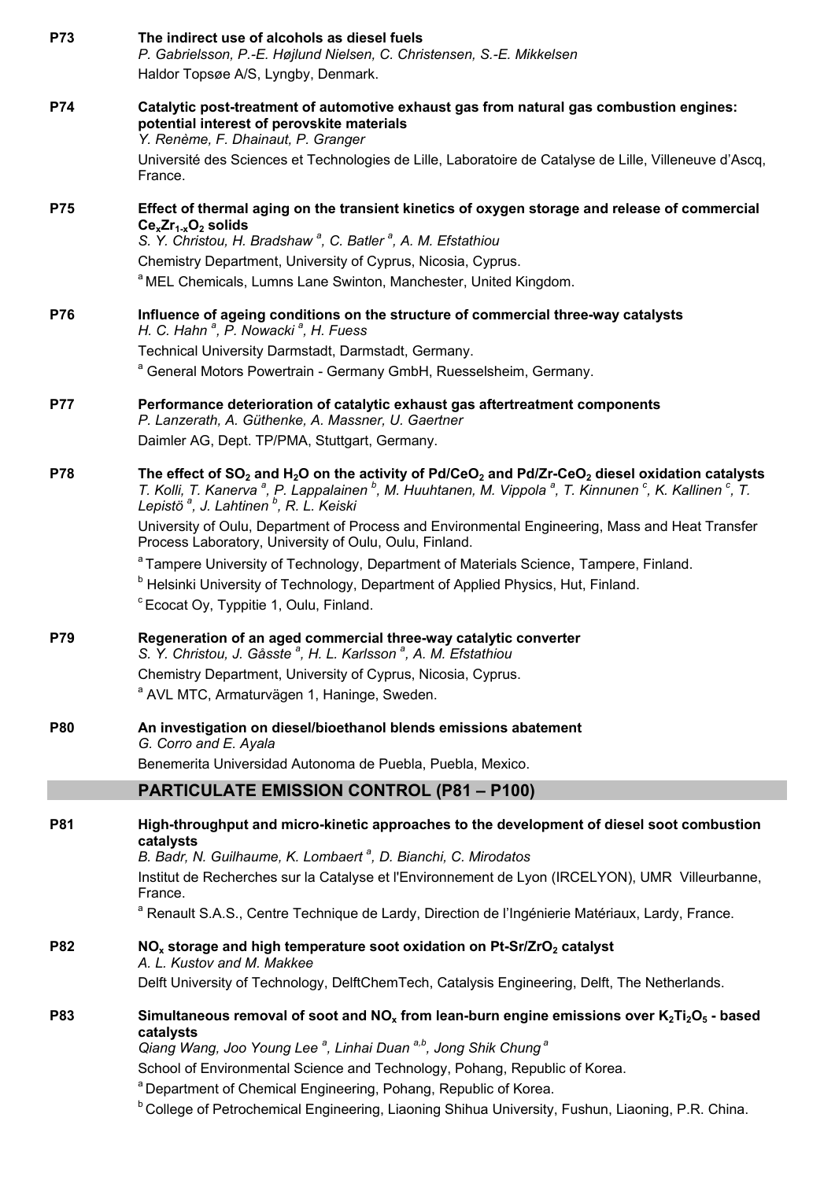**P73** **The indirect use of alcohols as diesel fuels**
*P. Gabrielsson, P.-E. Højlund Nielsen, C. Christensen, S.-E. Mikkelsen*
Haldor Topsøe A/S, Lyngby, Denmark.

**P74** **Catalytic post-treatment of automotive exhaust gas from natural gas combustion engines: potential interest of perovskite materials**
*Y. Renème, F. Dhainaut, P. Granger*
Université des Sciences et Technologies de Lille, Laboratoire de Catalyse de Lille, Villeneuve d'Ascq, France.

**P75** **Effect of thermal aging on the transient kinetics of oxygen storage and release of commercial $Ce_xZr_{1-x}O_2$ solids**
*S. Y. Christou, H. Bradshaw [a], C. Batler [a], A. M. Efstathiou*
Chemistry Department, University of Cyprus, Nicosia, Cyprus.
[a] MEL Chemicals, Lumns Lane Swinton, Manchester, United Kingdom.

**P76** **Influence of ageing conditions on the structure of commercial three-way catalysts**
*H. C. Hahn [a], P. Nowacki [a], H. Fuess*
Technical University Darmstadt, Darmstadt, Germany.
[a] General Motors Powertrain - Germany GmbH, Ruesselsheim, Germany.

**P77** **Performance deterioration of catalytic exhaust gas aftertreatment components**
*P. Lanzerath, A. Güthenke, A. Massner, U. Gaertner*
Daimler AG, Dept. TP/PMA, Stuttgart, Germany.

**P78** **The effect of $SO_2$ and $H_2O$ on the activity of $Pd/CeO_2$ and $Pd/Zr$-$CeO_2$ diesel oxidation catalysts**
*T. Kolli, T. Kanerva [a], P. Lappalainen [b], M. Huuhtanen, M. Vippola [a], T. Kinnunen [c], K. Kallinen [c], T. Lepistö [a], J. Lahtinen [b], R. L. Keiski*
University of Oulu, Department of Process and Environmental Engineering, Mass and Heat Transfer Process Laboratory, University of Oulu, Oulu, Finland.
[a] Tampere University of Technology, Department of Materials Science, Tampere, Finland.
[b] Helsinki University of Technology, Department of Applied Physics, Hut, Finland.
[c] Ecocat Oy, Typpitie 1, Oulu, Finland.

**P79** **Regeneration of an aged commercial three-way catalytic converter**
*S. Y. Christou, J. Gåsste [a], H. L. Karlsson [a], A. M. Efstathiou*
Chemistry Department, University of Cyprus, Nicosia, Cyprus.
[a] AVL MTC, Armaturvägen 1, Haninge, Sweden.

**P80** **An investigation on diesel/bioethanol blends emissions abatement**
*G. Corro and E. Ayala*
Benemerita Universidad Autonoma de Puebla, Puebla, Mexico.

## PARTICULATE EMISSION CONTROL (P81 – P100)

**P81** **High-throughput and micro-kinetic approaches to the development of diesel soot combustion catalysts**
*B. Badr, N. Guilhaume, K. Lombaert [a], D. Bianchi, C. Mirodatos*
Institut de Recherches sur la Catalyse et l'Environnement de Lyon (IRCELYON), UMR Villeurbanne, France.
[a] Renault S.A.S., Centre Technique de Lardy, Direction de l'Ingénierie Matériaux, Lardy, France.

**P82** **$NO_x$ storage and high temperature soot oxidation on Pt-Sr/$ZrO_2$ catalyst**
*A. L. Kustov and M. Makkee*
Delft University of Technology, DelftChemTech, Catalysis Engineering, Delft, The Netherlands.

**P83** **Simultaneous removal of soot and $NO_x$ from lean-burn engine emissions over $K_2Ti_2O_5$ - based catalysts**
*Qiang Wang, Joo Young Lee [a], Linhai Duan [a,b], Jong Shik Chung [a]*
School of Environmental Science and Technology, Pohang, Republic of Korea.
[a] Department of Chemical Engineering, Pohang, Republic of Korea.
[b] College of Petrochemical Engineering, Liaoning Shihua University, Fushun, Liaoning, P.R. China.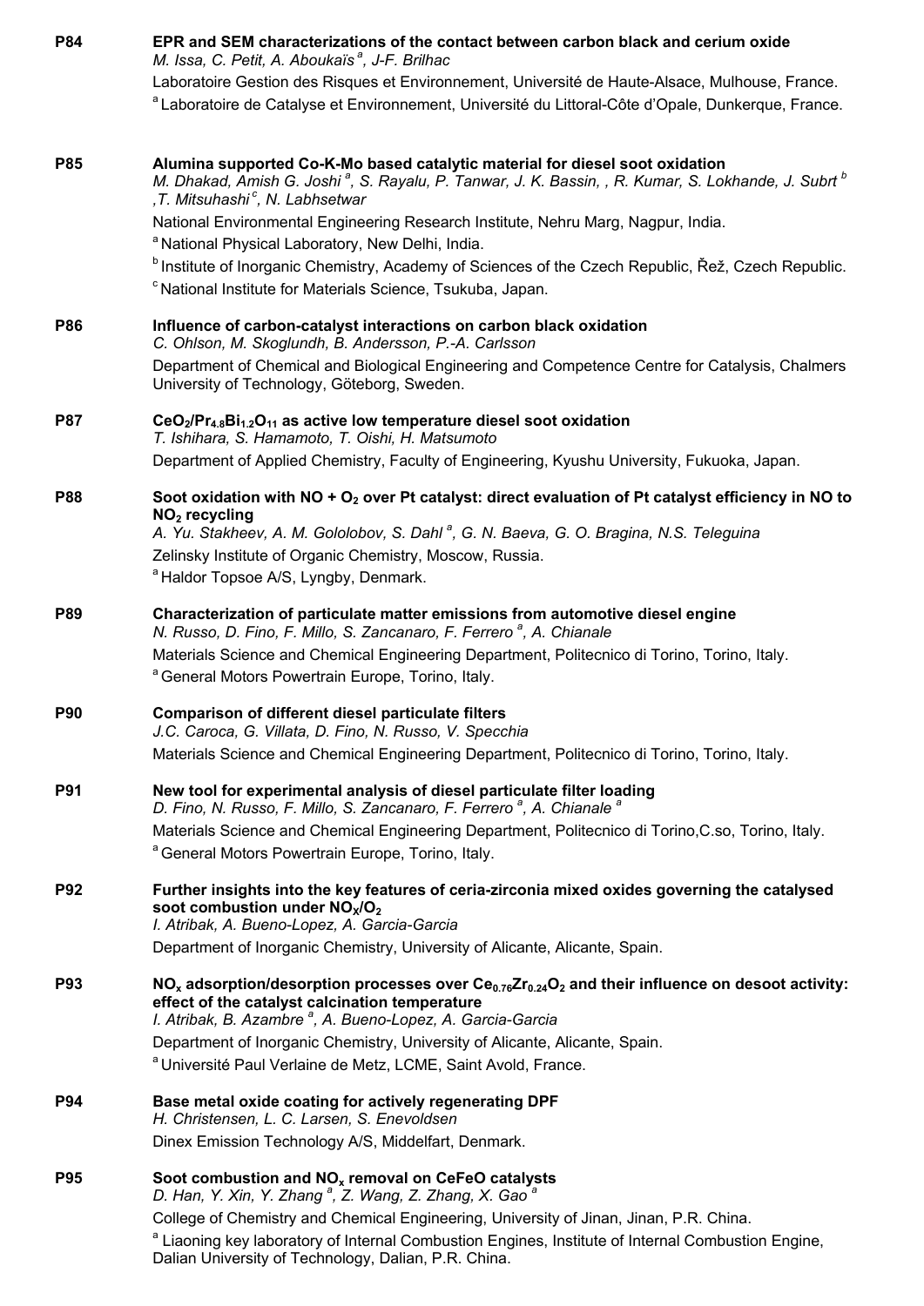**P84** **EPR and SEM characterizations of the contact between carbon black and cerium oxide**
*M. Issa, C. Petit, A. Aboukaïs [a], J-F. Brilhac*
Laboratoire Gestion des Risques et Environnement, Université de Haute-Alsace, Mulhouse, France.
[a] Laboratoire de Catalyse et Environnement, Université du Littoral-Côte d'Opale, Dunkerque, France.

**P85** **Alumina supported Co-K-Mo based catalytic material for diesel soot oxidation**
*M. Dhakad, Amish G. Joshi [a], S. Rayalu, P. Tanwar, J. K. Bassin, , R. Kumar, S. Lokhande, J. Subrt [b] ,T. Mitsuhashi [c], N. Labhsetwar*
National Environmental Engineering Research Institute, Nehru Marg, Nagpur, India.
[a] National Physical Laboratory, New Delhi, India.
[b] Institute of Inorganic Chemistry, Academy of Sciences of the Czech Republic, Řež, Czech Republic.
[c] National Institute for Materials Science, Tsukuba, Japan.

**P86** **Influence of carbon-catalyst interactions on carbon black oxidation**
*C. Ohlson, M. Skoglundh, B. Andersson, P.-A. Carlsson*
Department of Chemical and Biological Engineering and Competence Centre for Catalysis, Chalmers University of Technology, Göteborg, Sweden.

**P87** **$CeO_2/Pr_{4.8}Bi_{1.2}O_{11}$ as active low temperature diesel soot oxidation**
*T. Ishihara, S. Hamamoto, T. Oishi, H. Matsumoto*
Department of Applied Chemistry, Faculty of Engineering, Kyushu University, Fukuoka, Japan.

**P88** **Soot oxidation with NO + $O_2$ over Pt catalyst: direct evaluation of Pt catalyst efficiency in NO to $NO_2$ recycling**
*A. Yu. Stakheev, A. M. Gololobov, S. Dahl [a], G. N. Baeva, G. O. Bragina, N.S. Teleguina*
Zelinsky Institute of Organic Chemistry, Moscow, Russia.
[a] Haldor Topsoe A/S, Lyngby, Denmark.

**P89** **Characterization of particulate matter emissions from automotive diesel engine**
*N. Russo, D. Fino, F. Millo, S. Zancanaro, F. Ferrero [a], A. Chianale*
Materials Science and Chemical Engineering Department, Politecnico di Torino, Torino, Italy.
[a] General Motors Powertrain Europe, Torino, Italy.

**P90** **Comparison of different diesel particulate filters**
*J.C. Caroca, G. Villata, D. Fino, N. Russo, V. Specchia*
Materials Science and Chemical Engineering Department, Politecnico di Torino, Torino, Italy.

**P91** **New tool for experimental analysis of diesel particulate filter loading**
*D. Fino, N. Russo, F. Millo, S. Zancanaro, F. Ferrero [a], A. Chianale [a]*
Materials Science and Chemical Engineering Department, Politecnico di Torino,C.so, Torino, Italy.
[a] General Motors Powertrain Europe, Torino, Italy.

**P92** **Further insights into the key features of ceria-zirconia mixed oxides governing the catalysed soot combustion under $NO_X/O_2$**
*I. Atribak, A. Bueno-Lopez, A. Garcia-Garcia*
Department of Inorganic Chemistry, University of Alicante, Alicante, Spain.

**P93** **$NO_x$ adsorption/desorption processes over $Ce_{0.76}Zr_{0.24}O_2$ and their influence on desoot activity: effect of the catalyst calcination temperature**
*I. Atribak, B. Azambre [a], A. Bueno-Lopez, A. Garcia-Garcia*
Department of Inorganic Chemistry, University of Alicante, Alicante, Spain.
[a] Université Paul Verlaine de Metz, LCME, Saint Avold, France.

**P94** **Base metal oxide coating for actively regenerating DPF**
*H. Christensen, L. C. Larsen, S. Enevoldsen*
Dinex Emission Technology A/S, Middelfart, Denmark.

**P95** **Soot combustion and $NO_x$ removal on CeFeO catalysts**
*D. Han, Y. Xin, Y. Zhang [a], Z. Wang, Z. Zhang, X. Gao [a]*
College of Chemistry and Chemical Engineering, University of Jinan, Jinan, P.R. China.
[a] Liaoning key laboratory of Internal Combustion Engines, Institute of Internal Combustion Engine, Dalian University of Technology, Dalian, P.R. China.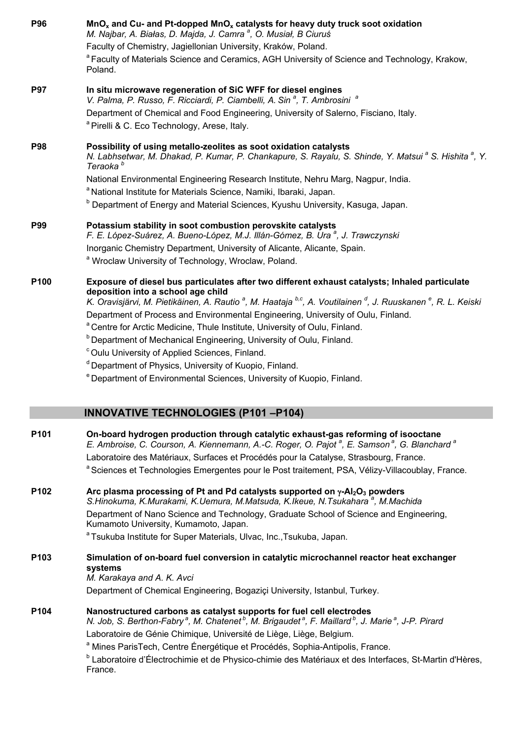**P96** **$MnO_x$ and Cu- and Pt-doped $MnO_x$ catalysts for heavy duty truck soot oxidation**
*M. Najbar, A. Białas, D. Majda, J. Camra [a], O. Musiał, B Ciuruś*
Faculty of Chemistry, Jagiellonian University, Kraków, Poland.
[a] Faculty of Materials Science and Ceramics, AGH University of Science and Technology, Krakow, Poland.

**P97** **In situ microwave regeneration of SiC WFF for diesel engines**
*V. Palma, P. Russo, F. Ricciardi, P. Ciambelli, A. Sin [a], T. Ambrosini [a]*
Department of Chemical and Food Engineering, University of Salerno, Fisciano, Italy.
[a] Pirelli & C. Eco Technology, Arese, Italy.

**P98** **Possibility of using metallo-zeolites as soot oxidation catalysts**
*N. Labhsetwar, M. Dhakad, P. Kumar, P. Chankapure, S. Rayalu, S. Shinde, Y. Matsui [a] S. Hishita [a], Y. Teraoka [b]*
National Environmental Engineering Research Institute, Nehru Marg, Nagpur, India.
[a] National Institute for Materials Science, Namiki, Ibaraki, Japan.
[b] Department of Energy and Material Sciences, Kyushu University, Kasuga, Japan.

**P99** **Potassium stability in soot combustion perovskite catalysts**
*F. E. López-Suárez, A. Bueno-López, M.J. Illán-Gómez, B. Ura [a], J. Trawczynski*
Inorganic Chemistry Department, University of Alicante, Alicante, Spain.
[a] Wroclaw University of Technology, Wroclaw, Poland.

**P100** **Exposure of diesel bus particulates after two different exhaust catalysts; Inhaled particulate deposition into a school age child**
*K. Oravisjärvi, M. Pietikäinen, A. Rautio [a], M. Haataja [b,c], A. Voutilainen [d], J. Ruuskanen [e], R. L. Keiski*
Department of Process and Environmental Engineering, University of Oulu, Finland.
[a] Centre for Arctic Medicine, Thule Institute, University of Oulu, Finland.
[b] Department of Mechanical Engineering, University of Oulu, Finland.
[c] Oulu University of Applied Sciences, Finland.
[d] Department of Physics, University of Kuopio, Finland.
[e] Department of Environmental Sciences, University of Kuopio, Finland.

## INNOVATIVE TECHNOLOGIES (P101 –P104)

**P101** **On-board hydrogen production through catalytic exhaust-gas reforming of isooctane**
*E. Ambroise, C. Courson, A. Kiennemann, A.-C. Roger, O. Pajot [a], E. Samson [a], G. Blanchard [a]*
Laboratoire des Matériaux, Surfaces et Procédés pour la Catalyse, Strasbourg, France.
[a] Sciences et Technologies Emergentes pour le Post traitement, PSA, Vélizy-Villacoublay, France.

**P102** **Arc plasma processing of Pt and Pd catalysts supported on $\gamma$-$Al_2O_3$ powders**
*S.Hinokuma, K.Murakami, K.Uemura, M.Matsuda, K.Ikeue, N.Tsukahara [a], M.Machida*
Department of Nano Science and Technology, Graduate School of Science and Engineering, Kumamoto University, Kumamoto, Japan.
[a] Tsukuba Institute for Super Materials, Ulvac, Inc.,Tsukuba, Japan.

**P103** **Simulation of on-board fuel conversion in catalytic microchannel reactor heat exchanger systems**
*M. Karakaya and A. K. Avci*
Department of Chemical Engineering, Bogaziçi University, Istanbul, Turkey.

**P104** **Nanostructured carbons as catalyst supports for fuel cell electrodes**
*N. Job, S. Berthon-Fabry [a], M. Chatenet [b], M. Brigaudet [a], F. Maillard [b], J. Marie [a], J-P. Pirard*
Laboratoire de Génie Chimique, Université de Liège, Liège, Belgium.
[a] Mines ParisTech, Centre Énergétique et Procédés, Sophia-Antipolis, France.
[b] Laboratoire d'Électrochimie et de Physico-chimie des Matériaux et des Interfaces, St-Martin d'Hères, France.